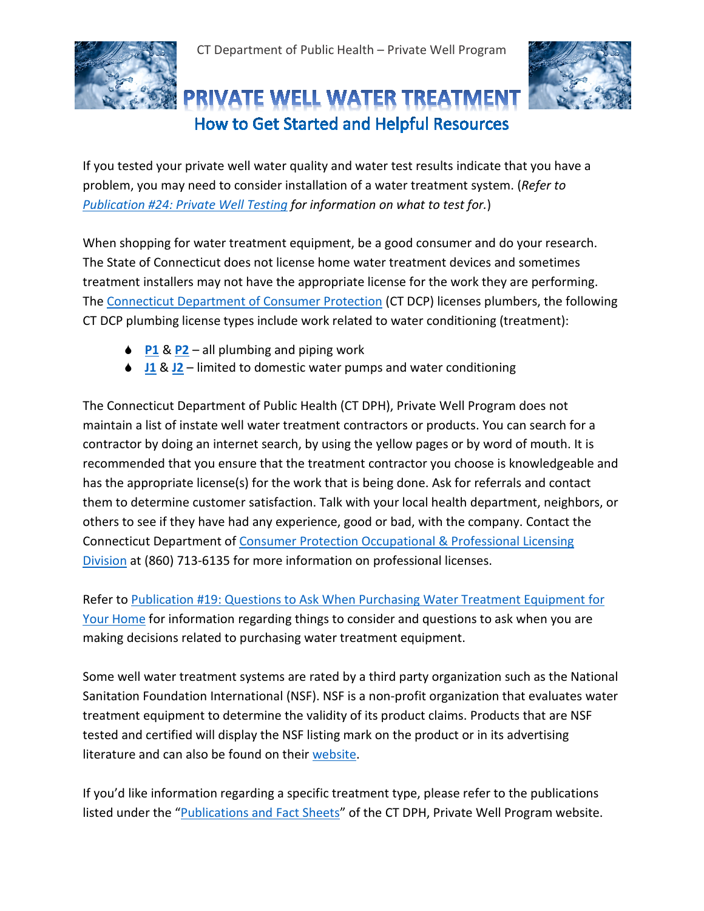CT Department of Public Health – Private Well Program

# PRIVATE WELL WATER TREATMENT

## How to Get Started and Helpful Resources

If you tested your private well water quality and water test results indicate that you have a problem, you may need to consider installation of a water treatment system. (*Refer to Publication #24: Private Well Testing for information on what to test for.*)

When shopping for water treatment equipment, be a good consumer and do your research. The State of Connecticut does not license home water treatment devices and sometimes treatment installers may not have the appropriate license for the work they are performing. The Connecticut Department of Consumer Protection (CT DCP) licenses plumbers, the following CT DCP plumbing license types include work related to water conditioning (treatment):

- **P1** & **P2** – all plumbing and piping work
- **J1** & **J2** – limited to domestic water pumps and water conditioning

The Connecticut Department of Public Health (CT DPH), Private Well Program does not maintain a list of instate well water treatment contractors or products. You can search for a contractor by doing an internet search, by using the yellow pages or by word of mouth. It is recommended that you ensure that the treatment contractor you choose is knowledgeable and has the appropriate license(s) for the work that is being done. Ask for referrals and contact them to determine customer satisfaction. Talk with your local health department, neighbors, or others to see if they have had any experience, good or bad, with the company. Contact the Connecticut Department of Consumer Protection Occupational & Professional Licensing Division at (860) 713-6135 for more information on professional licenses.

Refer to Publication #19: Questions to Ask When Purchasing Water Treatment Equipment for Your Home for information regarding things to consider and questions to ask when you are making decisions related to purchasing water treatment equipment.

Some well water treatment systems are rated by a third party organization such as the National Sanitation Foundation International (NSF). NSF is a non-profit organization that evaluates water treatment equipment to determine the validity of its product claims. Products that are NSF tested and certified will display the NSF listing mark on the product or in its advertising literature and can also be found on their website.

If you'd like information regarding a specific treatment type, please refer to the publications listed under the "Publications and Fact Sheets" of the CT DPH, Private Well Program website.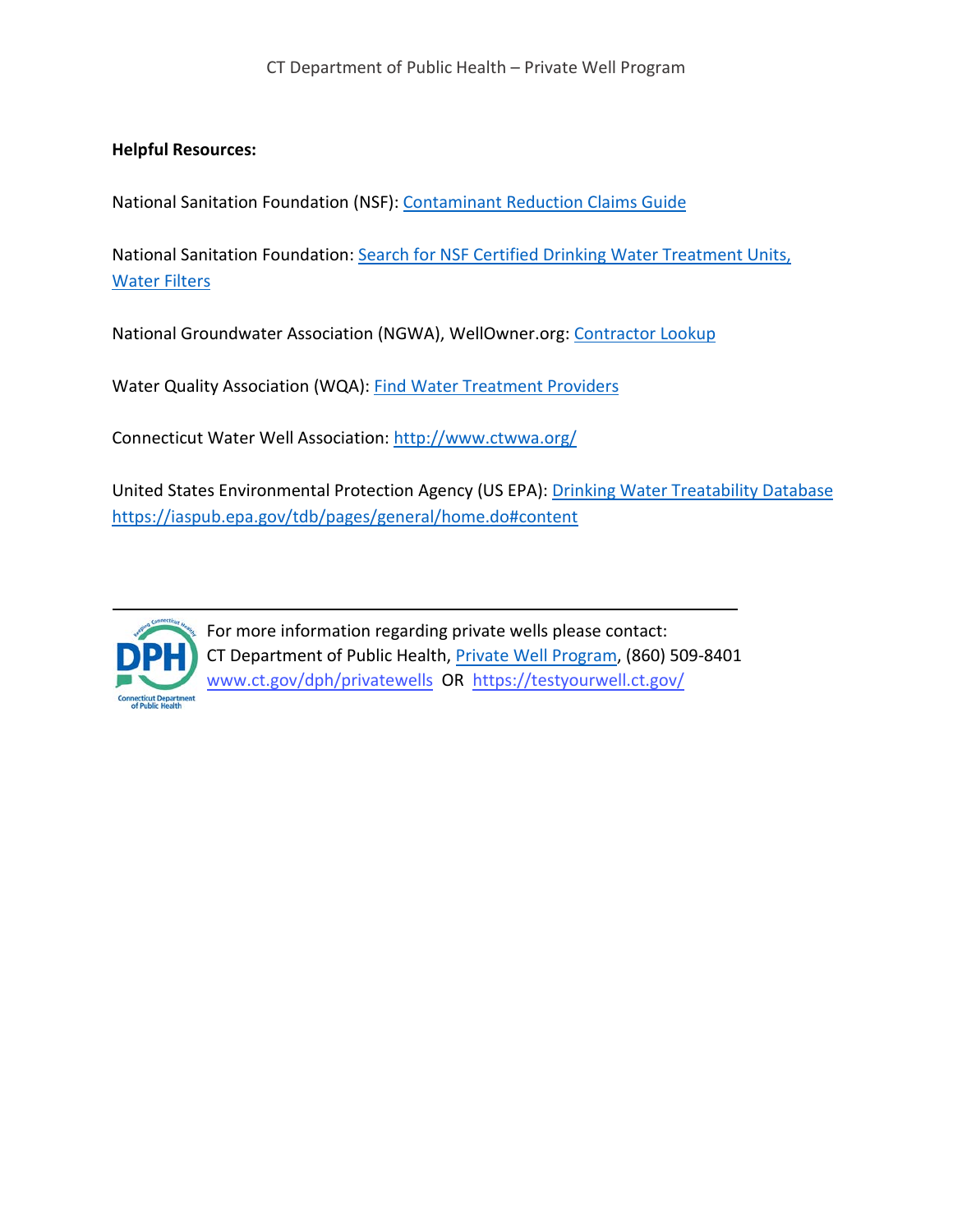**Helpful Resources:**

National Sanitation Foundation (NSF): Contaminant Reduction Claims Guide

National Sanitation Foundation: Search for NSF Certified Drinking Water Treatment Units, Water Filters

National Groundwater Association (NGWA), WellOwner.org: Contractor Lookup

Water Quality Association (WQA): Find Water Treatment Providers

Connecticut Water Well Association: http://www.ctwwa.org/

United States Environmental Protection Agency (US EPA): Drinking Water Treatability Database https://iaspub.epa.gov/tdb/pages/general/home.do#content

---

For more information regarding private wells please contact:
CT Department of Public Health, Private Well Program, (860) 509-8401
www.ct.gov/dph/privatewells OR https://testyourwell.ct.gov/